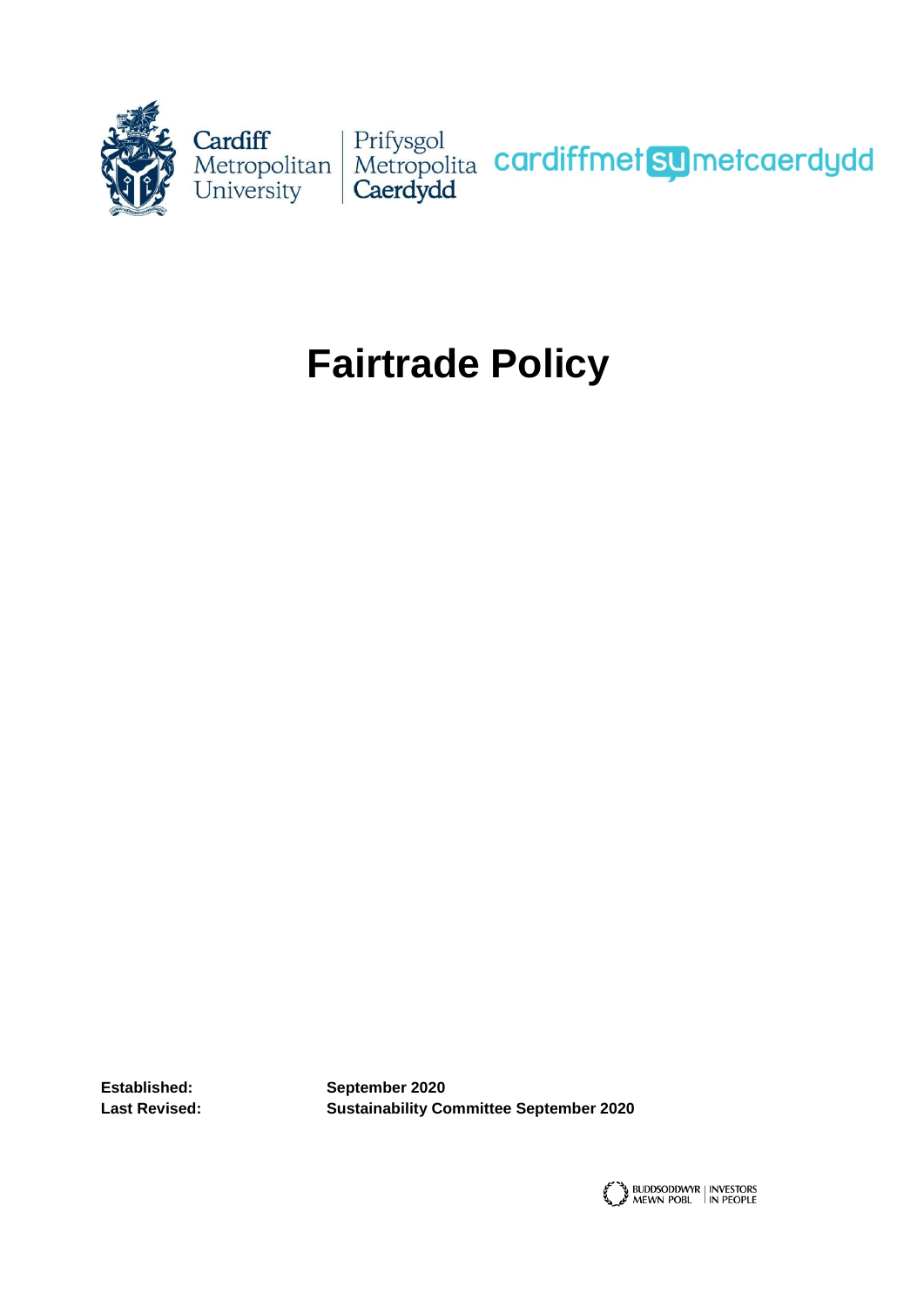Cardiff Metropolitan University | Prifysgol Metropolitan Caerdydd

cardiffmet su metcaerdydd

# Fairtrade Policy

| | |
|---|---|
| **Established:** | **September 2020** |
| **Last Revised:** | **Sustainability Committee September 2020** |

BUDDSODDWYR MEWN POBL | INVESTORS IN PEOPLE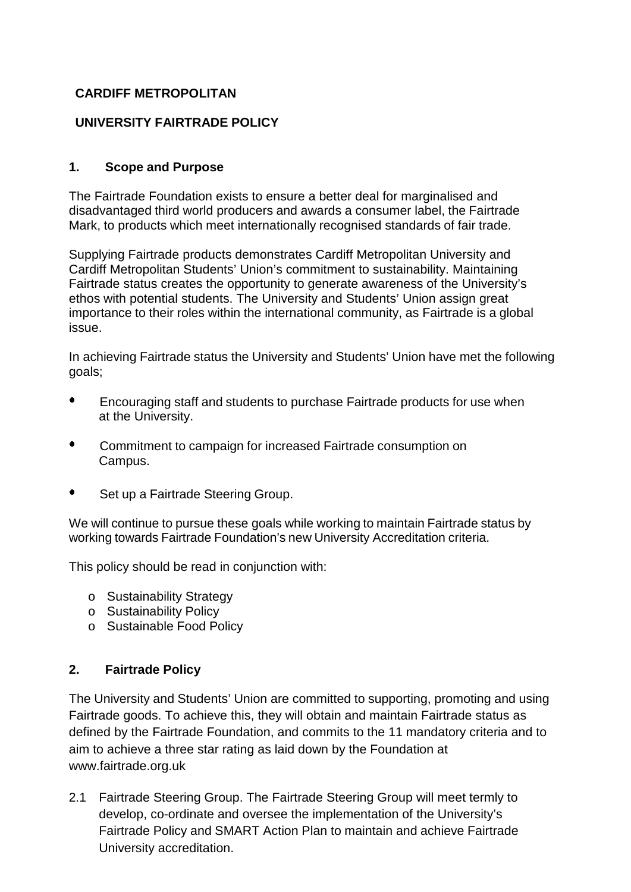**CARDIFF METROPOLITAN**

**UNIVERSITY FAIRTRADE POLICY**

## 1. Scope and Purpose

The Fairtrade Foundation exists to ensure a better deal for marginalised and disadvantaged third world producers and awards a consumer label, the Fairtrade Mark, to products which meet internationally recognised standards of fair trade.

Supplying Fairtrade products demonstrates Cardiff Metropolitan University and Cardiff Metropolitan Students' Union's commitment to sustainability. Maintaining Fairtrade status creates the opportunity to generate awareness of the University's ethos with potential students. The University and Students' Union assign great importance to their roles within the international community, as Fairtrade is a global issue.

In achieving Fairtrade status the University and Students' Union have met the following goals;

- Encouraging staff and students to purchase Fairtrade products for use when at the University.
- Commitment to campaign for increased Fairtrade consumption on Campus.
- Set up a Fairtrade Steering Group.

We will continue to pursue these goals while working to maintain Fairtrade status by working towards Fairtrade Foundation's new University Accreditation criteria.

This policy should be read in conjunction with:

- Sustainability Strategy
- Sustainability Policy
- Sustainable Food Policy

## 2. Fairtrade Policy

The University and Students' Union are committed to supporting, promoting and using Fairtrade goods. To achieve this, they will obtain and maintain Fairtrade status as defined by the Fairtrade Foundation, and commits to the 11 mandatory criteria and to aim to achieve a three star rating as laid down by the Foundation at www.fairtrade.org.uk

2.1 Fairtrade Steering Group. The Fairtrade Steering Group will meet termly to develop, co-ordinate and oversee the implementation of the University's Fairtrade Policy and SMART Action Plan to maintain and achieve Fairtrade University accreditation.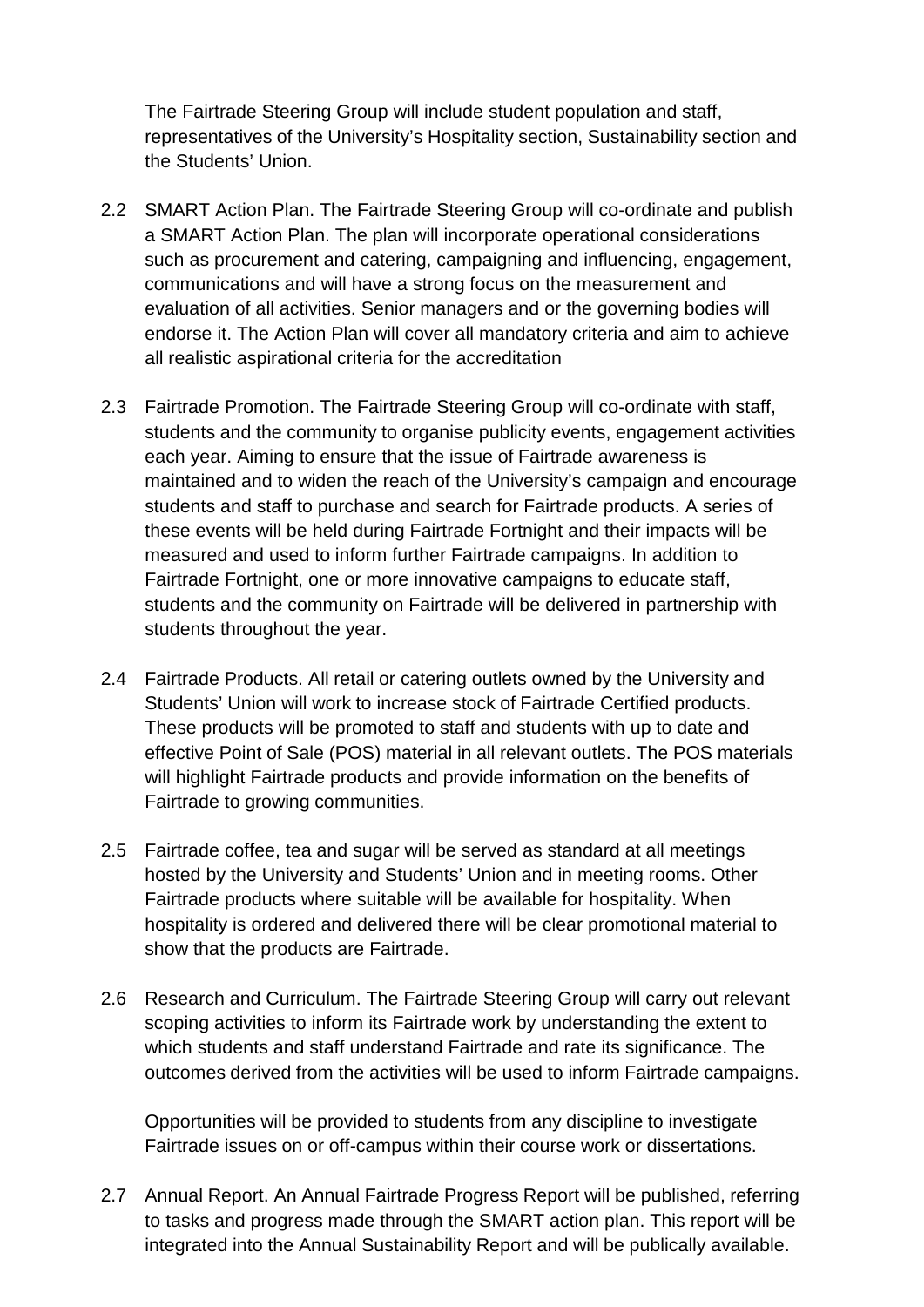The Fairtrade Steering Group will include student population and staff, representatives of the University's Hospitality section, Sustainability section and the Students' Union.

2.2 SMART Action Plan. The Fairtrade Steering Group will co-ordinate and publish a SMART Action Plan. The plan will incorporate operational considerations such as procurement and catering, campaigning and influencing, engagement, communications and will have a strong focus on the measurement and evaluation of all activities. Senior managers and or the governing bodies will endorse it. The Action Plan will cover all mandatory criteria and aim to achieve all realistic aspirational criteria for the accreditation

2.3 Fairtrade Promotion. The Fairtrade Steering Group will co-ordinate with staff, students and the community to organise publicity events, engagement activities each year. Aiming to ensure that the issue of Fairtrade awareness is maintained and to widen the reach of the University's campaign and encourage students and staff to purchase and search for Fairtrade products. A series of these events will be held during Fairtrade Fortnight and their impacts will be measured and used to inform further Fairtrade campaigns. In addition to Fairtrade Fortnight, one or more innovative campaigns to educate staff, students and the community on Fairtrade will be delivered in partnership with students throughout the year.

2.4 Fairtrade Products. All retail or catering outlets owned by the University and Students' Union will work to increase stock of Fairtrade Certified products. These products will be promoted to staff and students with up to date and effective Point of Sale (POS) material in all relevant outlets. The POS materials will highlight Fairtrade products and provide information on the benefits of Fairtrade to growing communities.

2.5 Fairtrade coffee, tea and sugar will be served as standard at all meetings hosted by the University and Students' Union and in meeting rooms. Other Fairtrade products where suitable will be available for hospitality. When hospitality is ordered and delivered there will be clear promotional material to show that the products are Fairtrade.

2.6 Research and Curriculum. The Fairtrade Steering Group will carry out relevant scoping activities to inform its Fairtrade work by understanding the extent to which students and staff understand Fairtrade and rate its significance. The outcomes derived from the activities will be used to inform Fairtrade campaigns.

Opportunities will be provided to students from any discipline to investigate Fairtrade issues on or off-campus within their course work or dissertations.

2.7 Annual Report. An Annual Fairtrade Progress Report will be published, referring to tasks and progress made through the SMART action plan. This report will be integrated into the Annual Sustainability Report and will be publically available.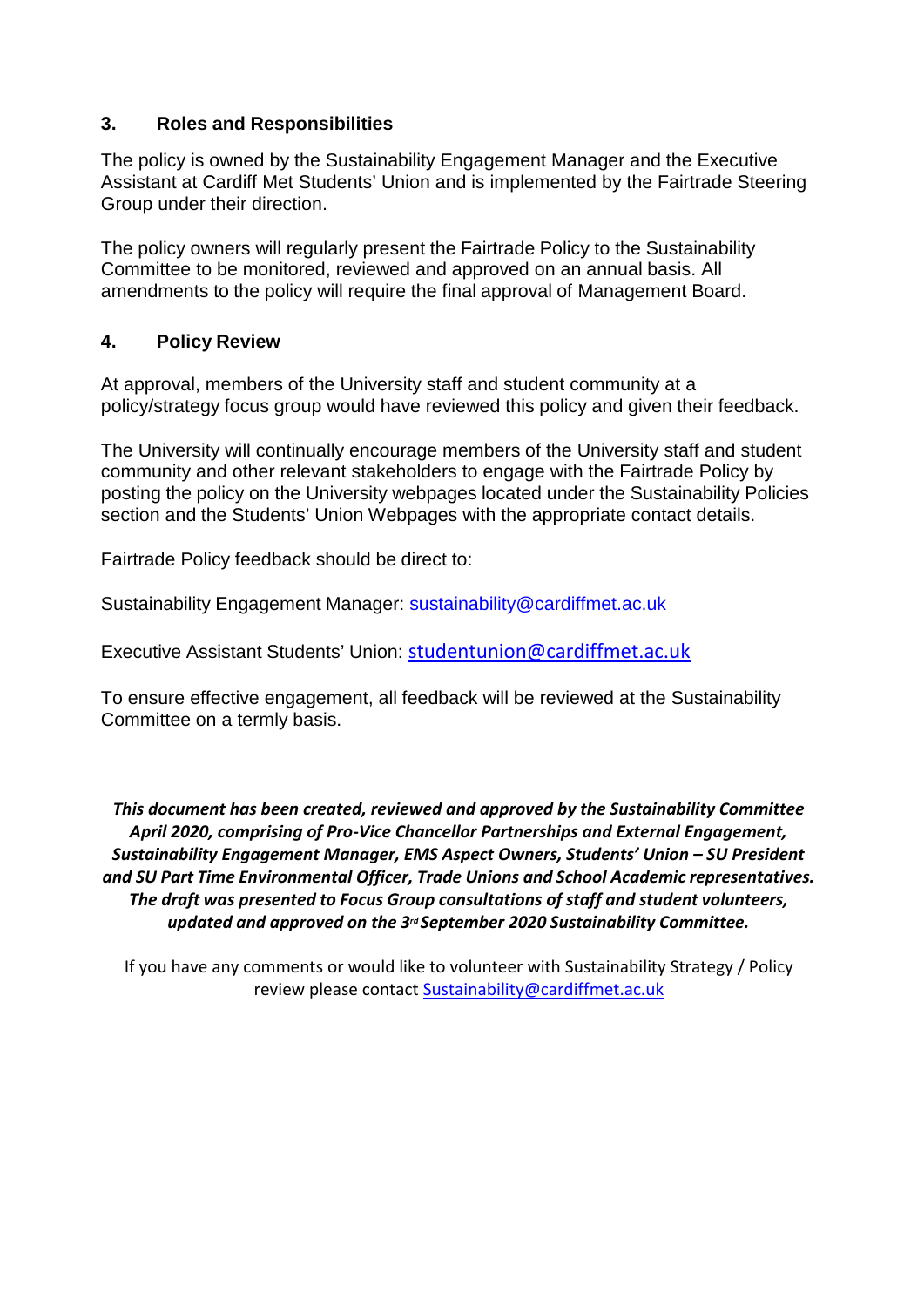## 3. Roles and Responsibilities

The policy is owned by the Sustainability Engagement Manager and the Executive Assistant at Cardiff Met Students' Union and is implemented by the Fairtrade Steering Group under their direction.

The policy owners will regularly present the Fairtrade Policy to the Sustainability Committee to be monitored, reviewed and approved on an annual basis. All amendments to the policy will require the final approval of Management Board.

## 4. Policy Review

At approval, members of the University staff and student community at a policy/strategy focus group would have reviewed this policy and given their feedback.

The University will continually encourage members of the University staff and student community and other relevant stakeholders to engage with the Fairtrade Policy by posting the policy on the University webpages located under the Sustainability Policies section and the Students' Union Webpages with the appropriate contact details.

Fairtrade Policy feedback should be direct to:

Sustainability Engagement Manager: sustainability@cardiffmet.ac.uk

Executive Assistant Students' Union: studentunion@cardiffmet.ac.uk

To ensure effective engagement, all feedback will be reviewed at the Sustainability Committee on a termly basis.

***This document has been created, reviewed and approved by the Sustainability Committee April 2020, comprising of Pro-Vice Chancellor Partnerships and External Engagement, Sustainability Engagement Manager, EMS Aspect Owners, Students' Union – SU President and SU Part Time Environmental Officer, Trade Unions and School Academic representatives. The draft was presented to Focus Group consultations of staff and student volunteers, updated and approved on the 3rd September 2020 Sustainability Committee.***

If you have any comments or would like to volunteer with Sustainability Strategy / Policy review please contact Sustainability@cardiffmet.ac.uk